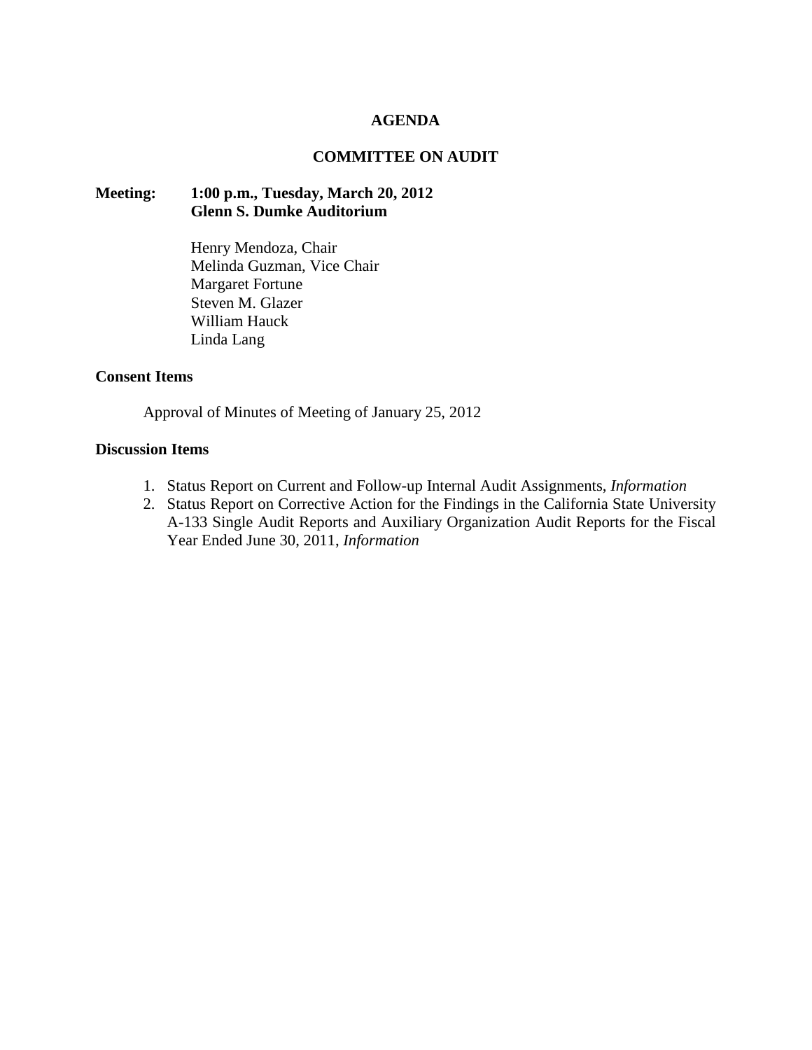# AGENDA

## COMMITTEE ON AUDIT

**Meeting:** **1:00 p.m., Tuesday, March 20, 2012**
**Glenn S. Dumke Auditorium**

Henry Mendoza, Chair
Melinda Guzman, Vice Chair
Margaret Fortune
Steven M. Glazer
William Hauck
Linda Lang

**Consent Items**

Approval of Minutes of Meeting of January 25, 2012

**Discussion Items**

1. Status Report on Current and Follow-up Internal Audit Assignments, *Information*
2. Status Report on Corrective Action for the Findings in the California State University A-133 Single Audit Reports and Auxiliary Organization Audit Reports for the Fiscal Year Ended June 30, 2011, *Information*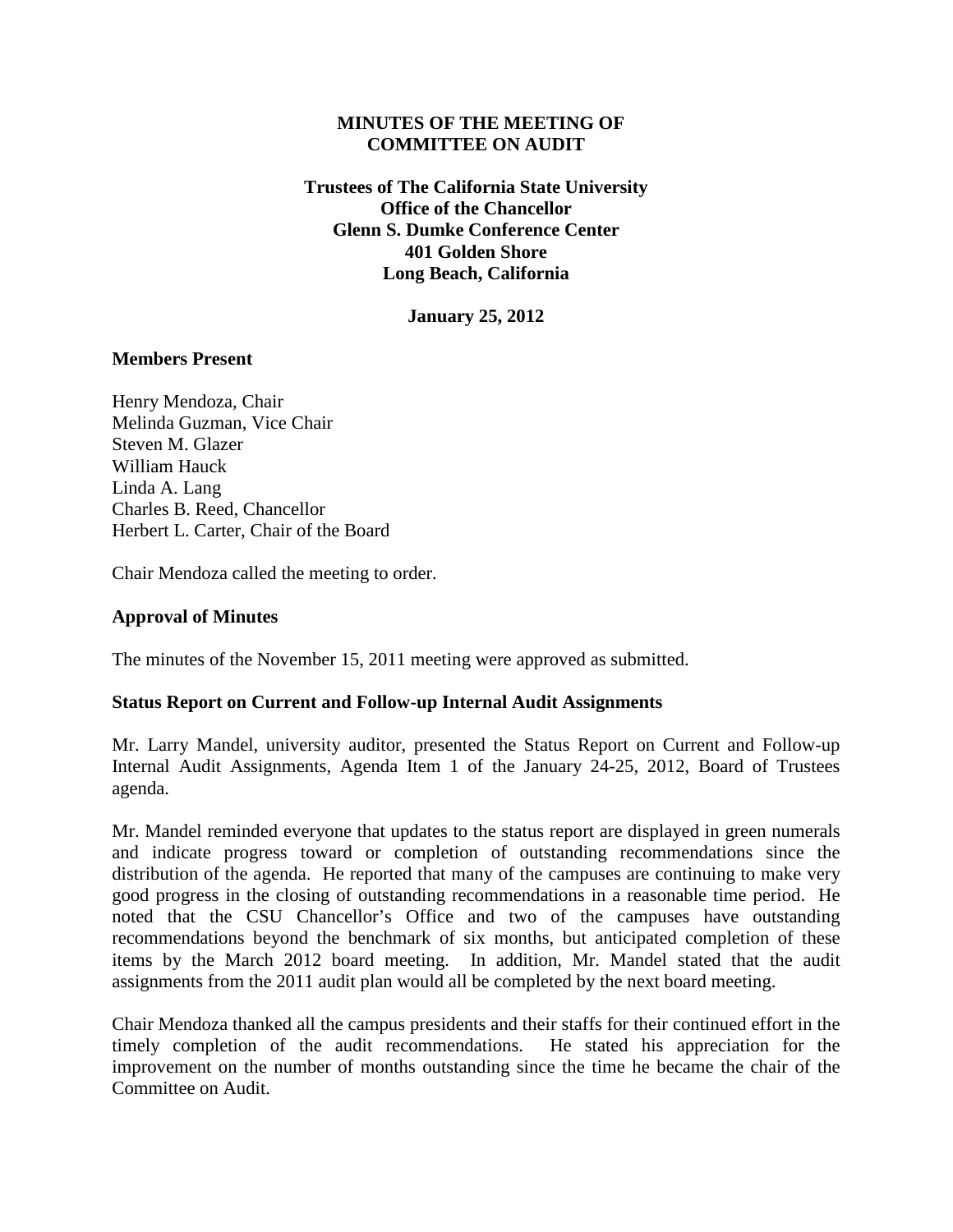**MINUTES OF THE MEETING OF COMMITTEE ON AUDIT**

**Trustees of The California State University**
**Office of the Chancellor**
**Glenn S. Dumke Conference Center**
**401 Golden Shore**
**Long Beach, California**

**January 25, 2012**

**Members Present**

Henry Mendoza, Chair
Melinda Guzman, Vice Chair
Steven M. Glazer
William Hauck
Linda A. Lang
Charles B. Reed, Chancellor
Herbert L. Carter, Chair of the Board

Chair Mendoza called the meeting to order.

**Approval of Minutes**

The minutes of the November 15, 2011 meeting were approved as submitted.

**Status Report on Current and Follow-up Internal Audit Assignments**

Mr. Larry Mandel, university auditor, presented the Status Report on Current and Follow-up Internal Audit Assignments, Agenda Item 1 of the January 24-25, 2012, Board of Trustees agenda.

Mr. Mandel reminded everyone that updates to the status report are displayed in green numerals and indicate progress toward or completion of outstanding recommendations since the distribution of the agenda. He reported that many of the campuses are continuing to make very good progress in the closing of outstanding recommendations in a reasonable time period. He noted that the CSU Chancellor's Office and two of the campuses have outstanding recommendations beyond the benchmark of six months, but anticipated completion of these items by the March 2012 board meeting. In addition, Mr. Mandel stated that the audit assignments from the 2011 audit plan would all be completed by the next board meeting.

Chair Mendoza thanked all the campus presidents and their staffs for their continued effort in the timely completion of the audit recommendations. He stated his appreciation for the improvement on the number of months outstanding since the time he became the chair of the Committee on Audit.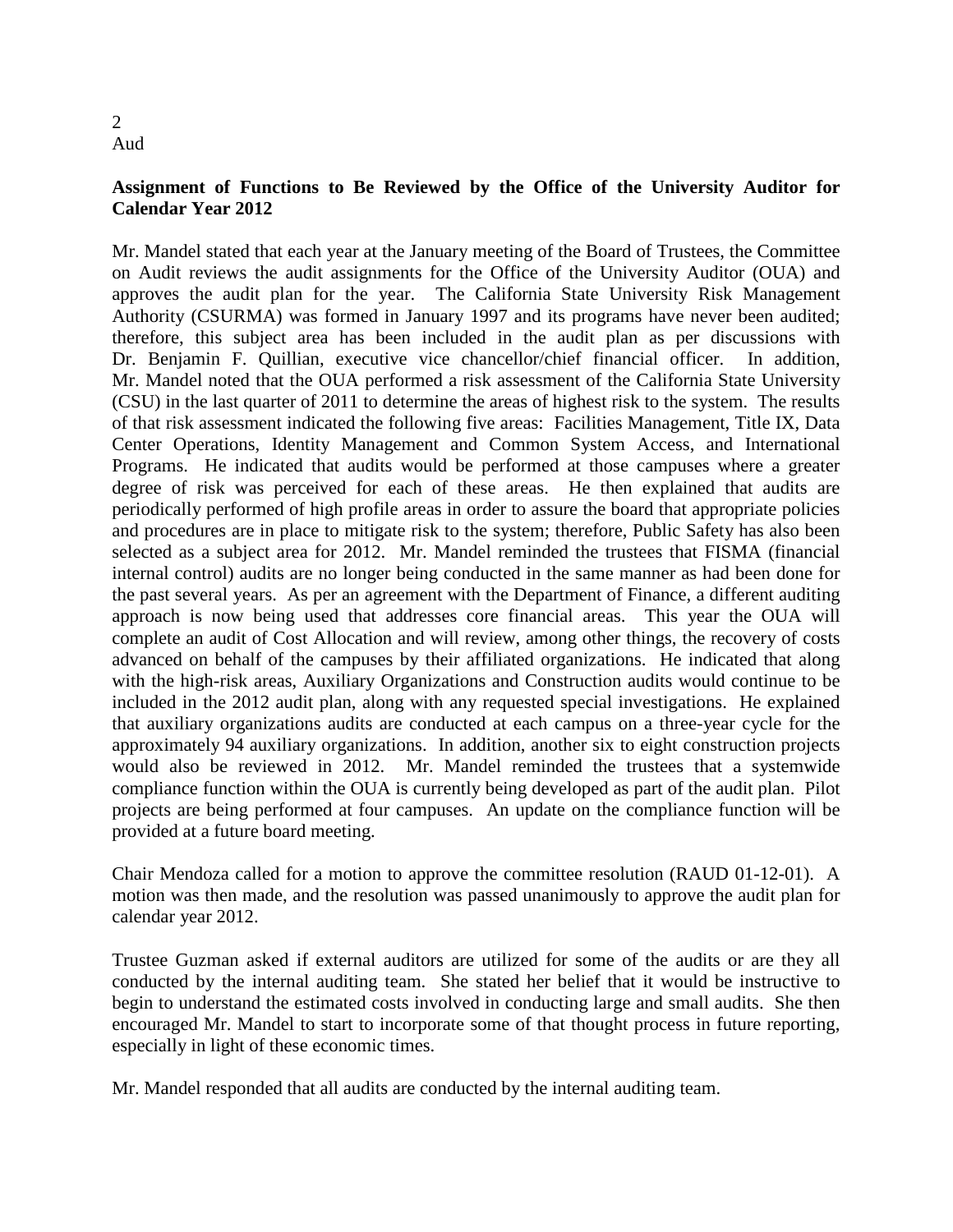**Assignment of Functions to Be Reviewed by the Office of the University Auditor for Calendar Year 2012**

Mr. Mandel stated that each year at the January meeting of the Board of Trustees, the Committee on Audit reviews the audit assignments for the Office of the University Auditor (OUA) and approves the audit plan for the year. The California State University Risk Management Authority (CSURMA) was formed in January 1997 and its programs have never been audited; therefore, this subject area has been included in the audit plan as per discussions with Dr. Benjamin F. Quillian, executive vice chancellor/chief financial officer. In addition, Mr. Mandel noted that the OUA performed a risk assessment of the California State University (CSU) in the last quarter of 2011 to determine the areas of highest risk to the system. The results of that risk assessment indicated the following five areas: Facilities Management, Title IX, Data Center Operations, Identity Management and Common System Access, and International Programs. He indicated that audits would be performed at those campuses where a greater degree of risk was perceived for each of these areas. He then explained that audits are periodically performed of high profile areas in order to assure the board that appropriate policies and procedures are in place to mitigate risk to the system; therefore, Public Safety has also been selected as a subject area for 2012. Mr. Mandel reminded the trustees that FISMA (financial internal control) audits are no longer being conducted in the same manner as had been done for the past several years. As per an agreement with the Department of Finance, a different auditing approach is now being used that addresses core financial areas. This year the OUA will complete an audit of Cost Allocation and will review, among other things, the recovery of costs advanced on behalf of the campuses by their affiliated organizations. He indicated that along with the high-risk areas, Auxiliary Organizations and Construction audits would continue to be included in the 2012 audit plan, along with any requested special investigations. He explained that auxiliary organizations audits are conducted at each campus on a three-year cycle for the approximately 94 auxiliary organizations. In addition, another six to eight construction projects would also be reviewed in 2012. Mr. Mandel reminded the trustees that a systemwide compliance function within the OUA is currently being developed as part of the audit plan. Pilot projects are being performed at four campuses. An update on the compliance function will be provided at a future board meeting.

Chair Mendoza called for a motion to approve the committee resolution (RAUD 01-12-01). A motion was then made, and the resolution was passed unanimously to approve the audit plan for calendar year 2012.

Trustee Guzman asked if external auditors are utilized for some of the audits or are they all conducted by the internal auditing team. She stated her belief that it would be instructive to begin to understand the estimated costs involved in conducting large and small audits. She then encouraged Mr. Mandel to start to incorporate some of that thought process in future reporting, especially in light of these economic times.

Mr. Mandel responded that all audits are conducted by the internal auditing team.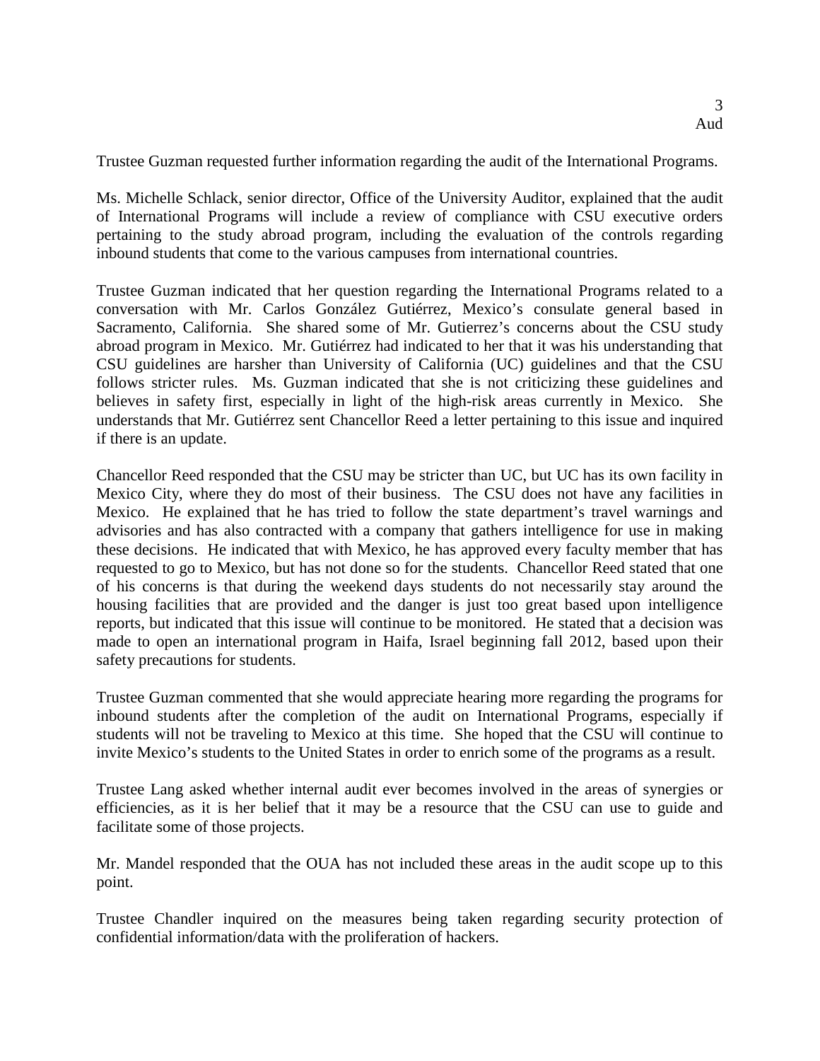Trustee Guzman requested further information regarding the audit of the International Programs.

Ms. Michelle Schlack, senior director, Office of the University Auditor, explained that the audit of International Programs will include a review of compliance with CSU executive orders pertaining to the study abroad program, including the evaluation of the controls regarding inbound students that come to the various campuses from international countries.

Trustee Guzman indicated that her question regarding the International Programs related to a conversation with Mr. Carlos González Gutiérrez, Mexico's consulate general based in Sacramento, California. She shared some of Mr. Gutierrez's concerns about the CSU study abroad program in Mexico. Mr. Gutiérrez had indicated to her that it was his understanding that CSU guidelines are harsher than University of California (UC) guidelines and that the CSU follows stricter rules. Ms. Guzman indicated that she is not criticizing these guidelines and believes in safety first, especially in light of the high-risk areas currently in Mexico. She understands that Mr. Gutiérrez sent Chancellor Reed a letter pertaining to this issue and inquired if there is an update.

Chancellor Reed responded that the CSU may be stricter than UC, but UC has its own facility in Mexico City, where they do most of their business. The CSU does not have any facilities in Mexico. He explained that he has tried to follow the state department's travel warnings and advisories and has also contracted with a company that gathers intelligence for use in making these decisions. He indicated that with Mexico, he has approved every faculty member that has requested to go to Mexico, but has not done so for the students. Chancellor Reed stated that one of his concerns is that during the weekend days students do not necessarily stay around the housing facilities that are provided and the danger is just too great based upon intelligence reports, but indicated that this issue will continue to be monitored. He stated that a decision was made to open an international program in Haifa, Israel beginning fall 2012, based upon their safety precautions for students.

Trustee Guzman commented that she would appreciate hearing more regarding the programs for inbound students after the completion of the audit on International Programs, especially if students will not be traveling to Mexico at this time. She hoped that the CSU will continue to invite Mexico's students to the United States in order to enrich some of the programs as a result.

Trustee Lang asked whether internal audit ever becomes involved in the areas of synergies or efficiencies, as it is her belief that it may be a resource that the CSU can use to guide and facilitate some of those projects.

Mr. Mandel responded that the OUA has not included these areas in the audit scope up to this point.

Trustee Chandler inquired on the measures being taken regarding security protection of confidential information/data with the proliferation of hackers.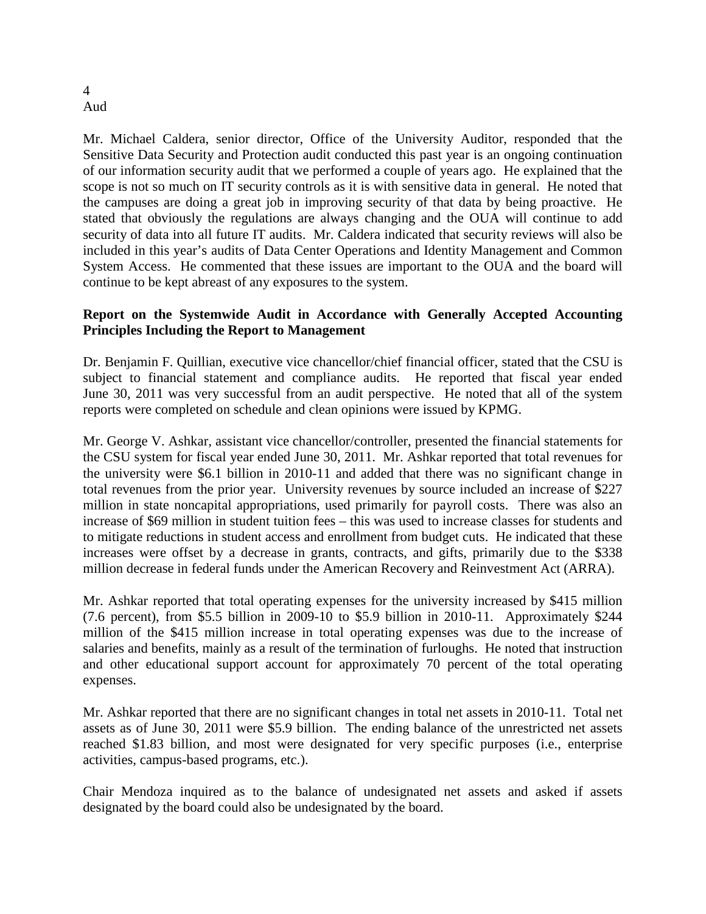Mr. Michael Caldera, senior director, Office of the University Auditor, responded that the Sensitive Data Security and Protection audit conducted this past year is an ongoing continuation of our information security audit that we performed a couple of years ago. He explained that the scope is not so much on IT security controls as it is with sensitive data in general. He noted that the campuses are doing a great job in improving security of that data by being proactive. He stated that obviously the regulations are always changing and the OUA will continue to add security of data into all future IT audits. Mr. Caldera indicated that security reviews will also be included in this year's audits of Data Center Operations and Identity Management and Common System Access. He commented that these issues are important to the OUA and the board will continue to be kept abreast of any exposures to the system.

**Report on the Systemwide Audit in Accordance with Generally Accepted Accounting Principles Including the Report to Management**

Dr. Benjamin F. Quillian, executive vice chancellor/chief financial officer, stated that the CSU is subject to financial statement and compliance audits. He reported that fiscal year ended June 30, 2011 was very successful from an audit perspective. He noted that all of the system reports were completed on schedule and clean opinions were issued by KPMG.

Mr. George V. Ashkar, assistant vice chancellor/controller, presented the financial statements for the CSU system for fiscal year ended June 30, 2011. Mr. Ashkar reported that total revenues for the university were $6.1 billion in 2010-11 and added that there was no significant change in total revenues from the prior year. University revenues by source included an increase of $227 million in state noncapital appropriations, used primarily for payroll costs. There was also an increase of $69 million in student tuition fees – this was used to increase classes for students and to mitigate reductions in student access and enrollment from budget cuts. He indicated that these increases were offset by a decrease in grants, contracts, and gifts, primarily due to the $338 million decrease in federal funds under the American Recovery and Reinvestment Act (ARRA).

Mr. Ashkar reported that total operating expenses for the university increased by $415 million (7.6 percent), from $5.5 billion in 2009-10 to $5.9 billion in 2010-11. Approximately $244 million of the $415 million increase in total operating expenses was due to the increase of salaries and benefits, mainly as a result of the termination of furloughs. He noted that instruction and other educational support account for approximately 70 percent of the total operating expenses.

Mr. Ashkar reported that there are no significant changes in total net assets in 2010-11. Total net assets as of June 30, 2011 were $5.9 billion. The ending balance of the unrestricted net assets reached $1.83 billion, and most were designated for very specific purposes (i.e., enterprise activities, campus-based programs, etc.).

Chair Mendoza inquired as to the balance of undesignated net assets and asked if assets designated by the board could also be undesignated by the board.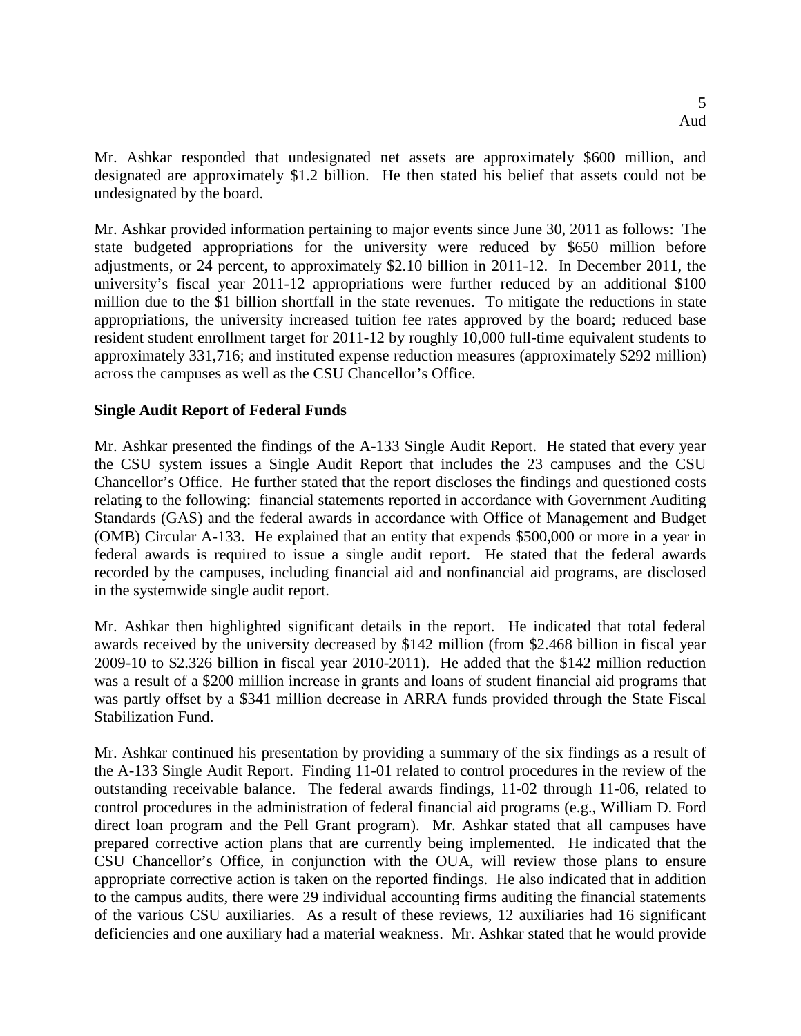Mr. Ashkar responded that undesignated net assets are approximately $600 million, and designated are approximately $1.2 billion. He then stated his belief that assets could not be undesignated by the board.

Mr. Ashkar provided information pertaining to major events since June 30, 2011 as follows: The state budgeted appropriations for the university were reduced by $650 million before adjustments, or 24 percent, to approximately $2.10 billion in 2011-12. In December 2011, the university's fiscal year 2011-12 appropriations were further reduced by an additional $100 million due to the $1 billion shortfall in the state revenues. To mitigate the reductions in state appropriations, the university increased tuition fee rates approved by the board; reduced base resident student enrollment target for 2011-12 by roughly 10,000 full-time equivalent students to approximately 331,716; and instituted expense reduction measures (approximately $292 million) across the campuses as well as the CSU Chancellor's Office.

**Single Audit Report of Federal Funds**

Mr. Ashkar presented the findings of the A-133 Single Audit Report. He stated that every year the CSU system issues a Single Audit Report that includes the 23 campuses and the CSU Chancellor's Office. He further stated that the report discloses the findings and questioned costs relating to the following: financial statements reported in accordance with Government Auditing Standards (GAS) and the federal awards in accordance with Office of Management and Budget (OMB) Circular A-133. He explained that an entity that expends $500,000 or more in a year in federal awards is required to issue a single audit report. He stated that the federal awards recorded by the campuses, including financial aid and nonfinancial aid programs, are disclosed in the systemwide single audit report.

Mr. Ashkar then highlighted significant details in the report. He indicated that total federal awards received by the university decreased by $142 million (from $2.468 billion in fiscal year 2009-10 to $2.326 billion in fiscal year 2010-2011). He added that the $142 million reduction was a result of a $200 million increase in grants and loans of student financial aid programs that was partly offset by a $341 million decrease in ARRA funds provided through the State Fiscal Stabilization Fund.

Mr. Ashkar continued his presentation by providing a summary of the six findings as a result of the A-133 Single Audit Report. Finding 11-01 related to control procedures in the review of the outstanding receivable balance. The federal awards findings, 11-02 through 11-06, related to control procedures in the administration of federal financial aid programs (e.g., William D. Ford direct loan program and the Pell Grant program). Mr. Ashkar stated that all campuses have prepared corrective action plans that are currently being implemented. He indicated that the CSU Chancellor's Office, in conjunction with the OUA, will review those plans to ensure appropriate corrective action is taken on the reported findings. He also indicated that in addition to the campus audits, there were 29 individual accounting firms auditing the financial statements of the various CSU auxiliaries. As a result of these reviews, 12 auxiliaries had 16 significant deficiencies and one auxiliary had a material weakness. Mr. Ashkar stated that he would provide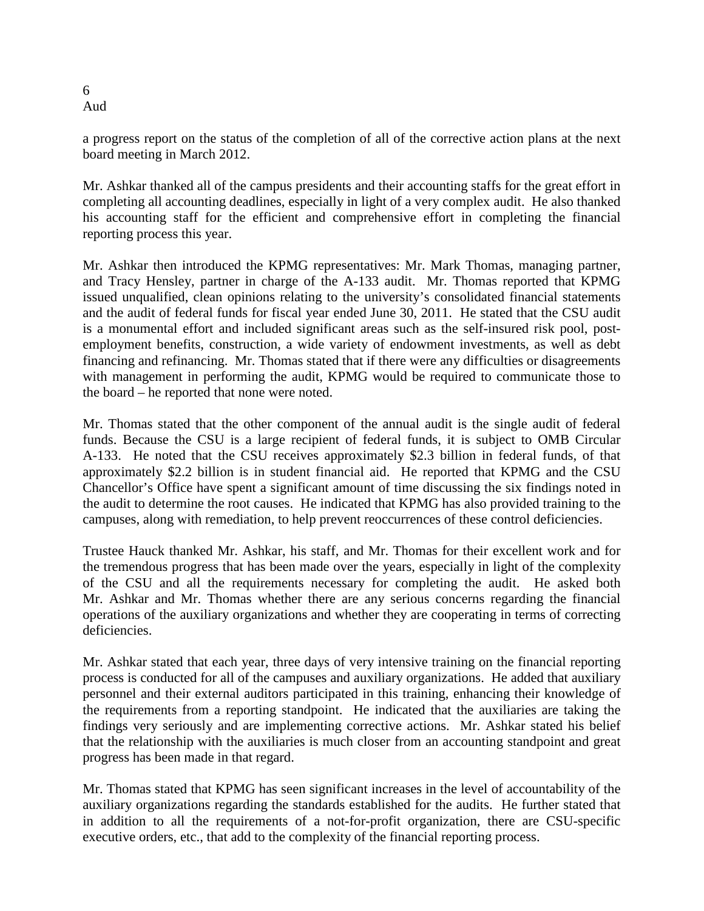a progress report on the status of the completion of all of the corrective action plans at the next board meeting in March 2012.

Mr. Ashkar thanked all of the campus presidents and their accounting staffs for the great effort in completing all accounting deadlines, especially in light of a very complex audit. He also thanked his accounting staff for the efficient and comprehensive effort in completing the financial reporting process this year.

Mr. Ashkar then introduced the KPMG representatives: Mr. Mark Thomas, managing partner, and Tracy Hensley, partner in charge of the A-133 audit. Mr. Thomas reported that KPMG issued unqualified, clean opinions relating to the university's consolidated financial statements and the audit of federal funds for fiscal year ended June 30, 2011. He stated that the CSU audit is a monumental effort and included significant areas such as the self-insured risk pool, post-employment benefits, construction, a wide variety of endowment investments, as well as debt financing and refinancing. Mr. Thomas stated that if there were any difficulties or disagreements with management in performing the audit, KPMG would be required to communicate those to the board – he reported that none were noted.

Mr. Thomas stated that the other component of the annual audit is the single audit of federal funds. Because the CSU is a large recipient of federal funds, it is subject to OMB Circular A-133. He noted that the CSU receives approximately $2.3 billion in federal funds, of that approximately $2.2 billion is in student financial aid. He reported that KPMG and the CSU Chancellor's Office have spent a significant amount of time discussing the six findings noted in the audit to determine the root causes. He indicated that KPMG has also provided training to the campuses, along with remediation, to help prevent reoccurrences of these control deficiencies.

Trustee Hauck thanked Mr. Ashkar, his staff, and Mr. Thomas for their excellent work and for the tremendous progress that has been made over the years, especially in light of the complexity of the CSU and all the requirements necessary for completing the audit. He asked both Mr. Ashkar and Mr. Thomas whether there are any serious concerns regarding the financial operations of the auxiliary organizations and whether they are cooperating in terms of correcting deficiencies.

Mr. Ashkar stated that each year, three days of very intensive training on the financial reporting process is conducted for all of the campuses and auxiliary organizations. He added that auxiliary personnel and their external auditors participated in this training, enhancing their knowledge of the requirements from a reporting standpoint. He indicated that the auxiliaries are taking the findings very seriously and are implementing corrective actions. Mr. Ashkar stated his belief that the relationship with the auxiliaries is much closer from an accounting standpoint and great progress has been made in that regard.

Mr. Thomas stated that KPMG has seen significant increases in the level of accountability of the auxiliary organizations regarding the standards established for the audits. He further stated that in addition to all the requirements of a not-for-profit organization, there are CSU-specific executive orders, etc., that add to the complexity of the financial reporting process.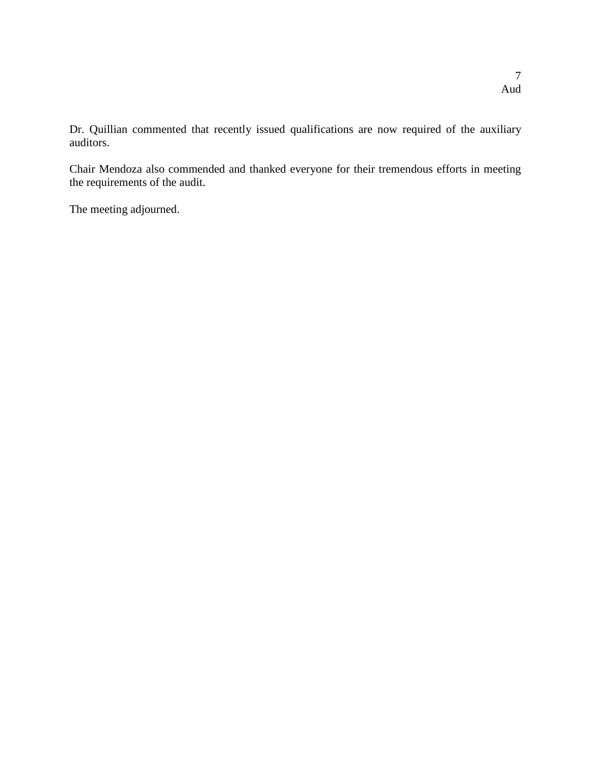Dr. Quillian commented that recently issued qualifications are now required of the auxiliary auditors.

Chair Mendoza also commended and thanked everyone for their tremendous efforts in meeting the requirements of the audit.

The meeting adjourned.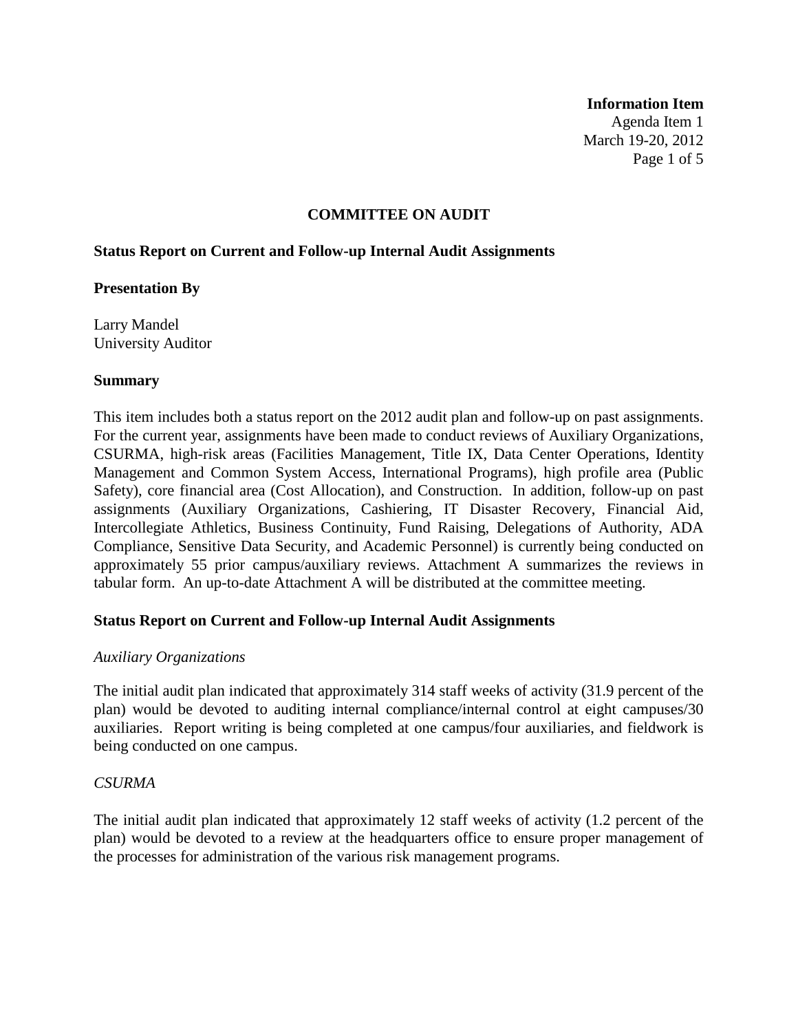**Information Item**
Agenda Item 1
March 19-20, 2012

## COMMITTEE ON AUDIT

**Status Report on Current and Follow-up Internal Audit Assignments**

**Presentation By**

Larry Mandel
University Auditor

**Summary**

This item includes both a status report on the 2012 audit plan and follow-up on past assignments. For the current year, assignments have been made to conduct reviews of Auxiliary Organizations, CSURMA, high-risk areas (Facilities Management, Title IX, Data Center Operations, Identity Management and Common System Access, International Programs), high profile area (Public Safety), core financial area (Cost Allocation), and Construction. In addition, follow-up on past assignments (Auxiliary Organizations, Cashiering, IT Disaster Recovery, Financial Aid, Intercollegiate Athletics, Business Continuity, Fund Raising, Delegations of Authority, ADA Compliance, Sensitive Data Security, and Academic Personnel) is currently being conducted on approximately 55 prior campus/auxiliary reviews. Attachment A summarizes the reviews in tabular form. An up-to-date Attachment A will be distributed at the committee meeting.

**Status Report on Current and Follow-up Internal Audit Assignments**

*Auxiliary Organizations*

The initial audit plan indicated that approximately 314 staff weeks of activity (31.9 percent of the plan) would be devoted to auditing internal compliance/internal control at eight campuses/30 auxiliaries. Report writing is being completed at one campus/four auxiliaries, and fieldwork is being conducted on one campus.

*CSURMA*

The initial audit plan indicated that approximately 12 staff weeks of activity (1.2 percent of the plan) would be devoted to a review at the headquarters office to ensure proper management of the processes for administration of the various risk management programs.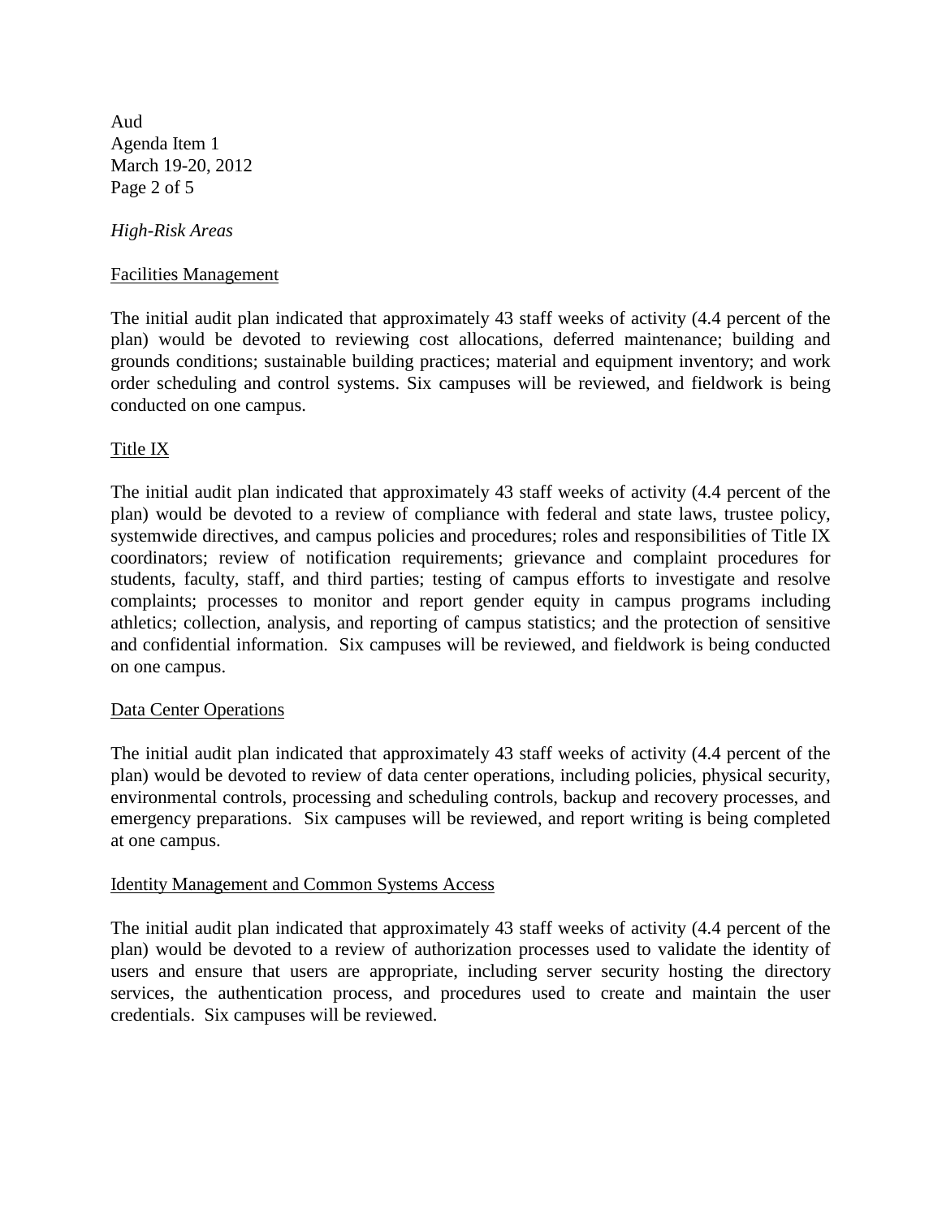*High-Risk Areas*

Facilities Management

The initial audit plan indicated that approximately 43 staff weeks of activity (4.4 percent of the plan) would be devoted to reviewing cost allocations, deferred maintenance; building and grounds conditions; sustainable building practices; material and equipment inventory; and work order scheduling and control systems. Six campuses will be reviewed, and fieldwork is being conducted on one campus.

Title IX

The initial audit plan indicated that approximately 43 staff weeks of activity (4.4 percent of the plan) would be devoted to a review of compliance with federal and state laws, trustee policy, systemwide directives, and campus policies and procedures; roles and responsibilities of Title IX coordinators; review of notification requirements; grievance and complaint procedures for students, faculty, staff, and third parties; testing of campus efforts to investigate and resolve complaints; processes to monitor and report gender equity in campus programs including athletics; collection, analysis, and reporting of campus statistics; and the protection of sensitive and confidential information. Six campuses will be reviewed, and fieldwork is being conducted on one campus.

Data Center Operations

The initial audit plan indicated that approximately 43 staff weeks of activity (4.4 percent of the plan) would be devoted to review of data center operations, including policies, physical security, environmental controls, processing and scheduling controls, backup and recovery processes, and emergency preparations. Six campuses will be reviewed, and report writing is being completed at one campus.

Identity Management and Common Systems Access

The initial audit plan indicated that approximately 43 staff weeks of activity (4.4 percent of the plan) would be devoted to a review of authorization processes used to validate the identity of users and ensure that users are appropriate, including server security hosting the directory services, the authentication process, and procedures used to create and maintain the user credentials. Six campuses will be reviewed.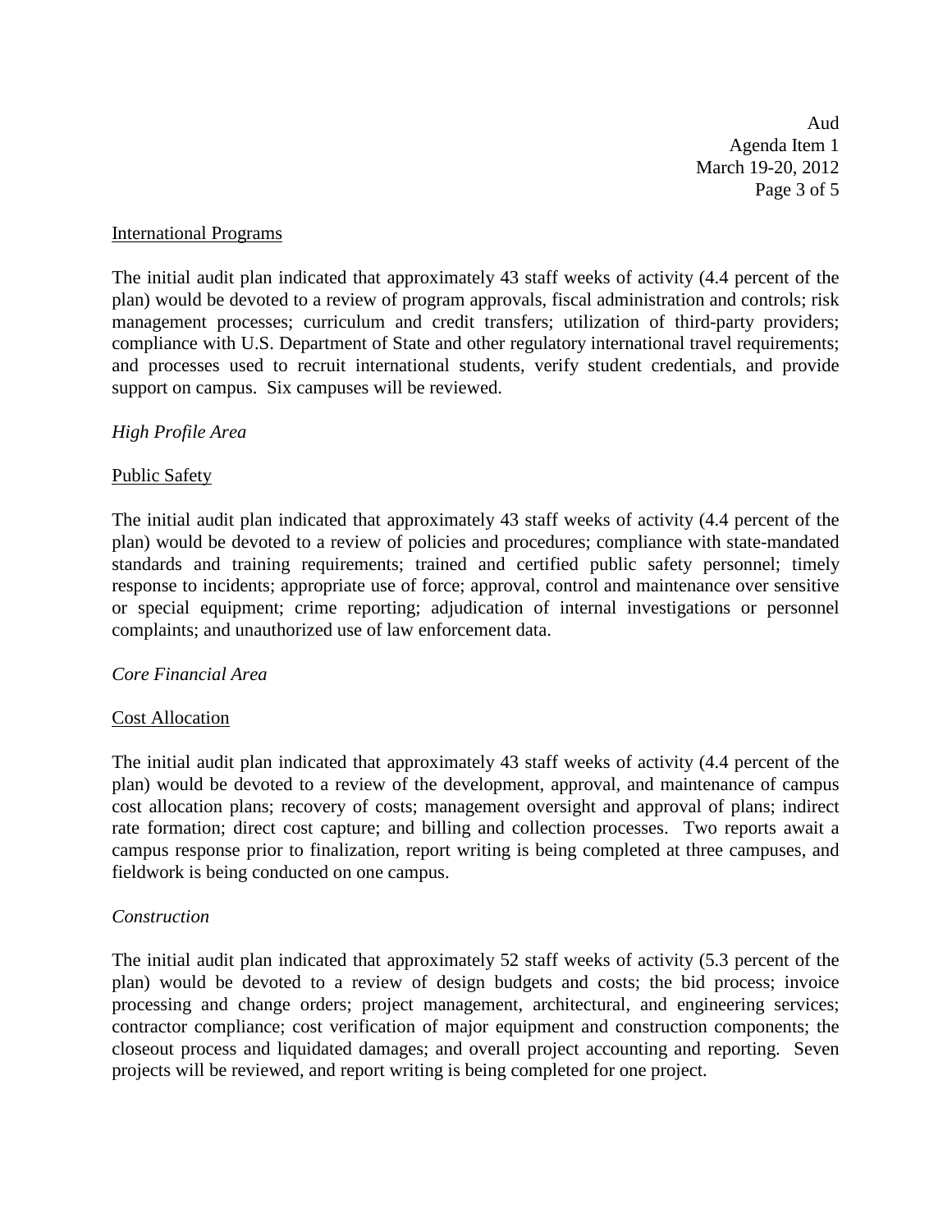International Programs

The initial audit plan indicated that approximately 43 staff weeks of activity (4.4 percent of the plan) would be devoted to a review of program approvals, fiscal administration and controls; risk management processes; curriculum and credit transfers; utilization of third-party providers; compliance with U.S. Department of State and other regulatory international travel requirements; and processes used to recruit international students, verify student credentials, and provide support on campus. Six campuses will be reviewed.

*High Profile Area*

Public Safety

The initial audit plan indicated that approximately 43 staff weeks of activity (4.4 percent of the plan) would be devoted to a review of policies and procedures; compliance with state-mandated standards and training requirements; trained and certified public safety personnel; timely response to incidents; appropriate use of force; approval, control and maintenance over sensitive or special equipment; crime reporting; adjudication of internal investigations or personnel complaints; and unauthorized use of law enforcement data.

*Core Financial Area*

Cost Allocation

The initial audit plan indicated that approximately 43 staff weeks of activity (4.4 percent of the plan) would be devoted to a review of the development, approval, and maintenance of campus cost allocation plans; recovery of costs; management oversight and approval of plans; indirect rate formation; direct cost capture; and billing and collection processes. Two reports await a campus response prior to finalization, report writing is being completed at three campuses, and fieldwork is being conducted on one campus.

*Construction*

The initial audit plan indicated that approximately 52 staff weeks of activity (5.3 percent of the plan) would be devoted to a review of design budgets and costs; the bid process; invoice processing and change orders; project management, architectural, and engineering services; contractor compliance; cost verification of major equipment and construction components; the closeout process and liquidated damages; and overall project accounting and reporting. Seven projects will be reviewed, and report writing is being completed for one project.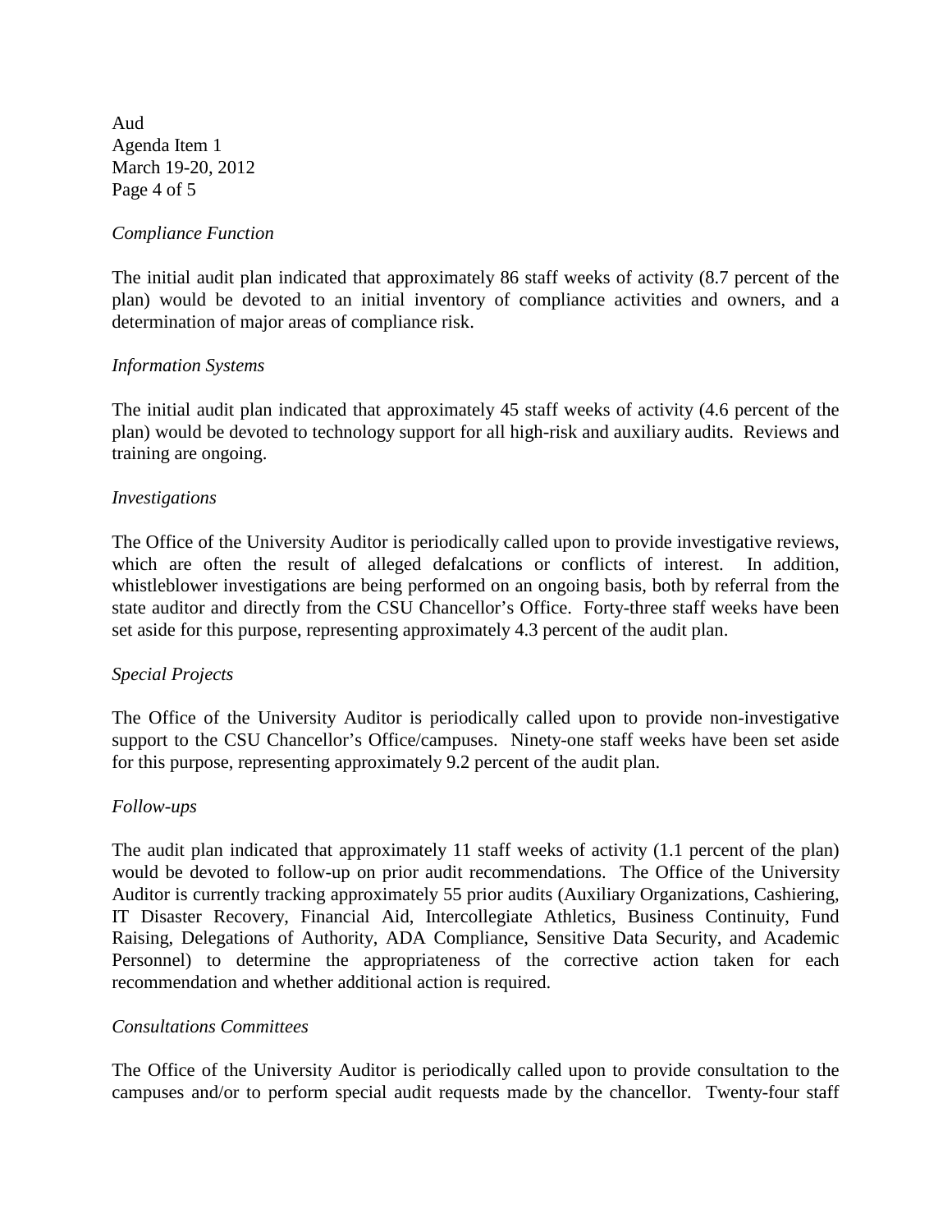*Compliance Function*

The initial audit plan indicated that approximately 86 staff weeks of activity (8.7 percent of the plan) would be devoted to an initial inventory of compliance activities and owners, and a determination of major areas of compliance risk.

*Information Systems*

The initial audit plan indicated that approximately 45 staff weeks of activity (4.6 percent of the plan) would be devoted to technology support for all high-risk and auxiliary audits. Reviews and training are ongoing.

*Investigations*

The Office of the University Auditor is periodically called upon to provide investigative reviews, which are often the result of alleged defalcations or conflicts of interest. In addition, whistleblower investigations are being performed on an ongoing basis, both by referral from the state auditor and directly from the CSU Chancellor's Office. Forty-three staff weeks have been set aside for this purpose, representing approximately 4.3 percent of the audit plan.

*Special Projects*

The Office of the University Auditor is periodically called upon to provide non-investigative support to the CSU Chancellor's Office/campuses. Ninety-one staff weeks have been set aside for this purpose, representing approximately 9.2 percent of the audit plan.

*Follow-ups*

The audit plan indicated that approximately 11 staff weeks of activity (1.1 percent of the plan) would be devoted to follow-up on prior audit recommendations. The Office of the University Auditor is currently tracking approximately 55 prior audits (Auxiliary Organizations, Cashiering, IT Disaster Recovery, Financial Aid, Intercollegiate Athletics, Business Continuity, Fund Raising, Delegations of Authority, ADA Compliance, Sensitive Data Security, and Academic Personnel) to determine the appropriateness of the corrective action taken for each recommendation and whether additional action is required.

*Consultations Committees*

The Office of the University Auditor is periodically called upon to provide consultation to the campuses and/or to perform special audit requests made by the chancellor. Twenty-four staff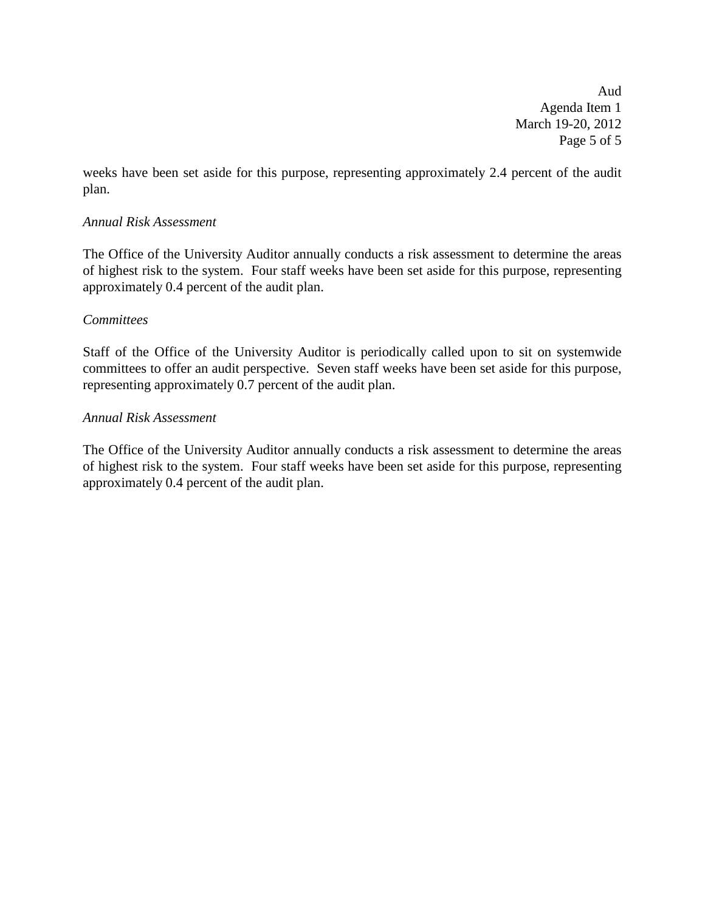weeks have been set aside for this purpose, representing approximately 2.4 percent of the audit plan.

*Annual Risk Assessment*

The Office of the University Auditor annually conducts a risk assessment to determine the areas of highest risk to the system. Four staff weeks have been set aside for this purpose, representing approximately 0.4 percent of the audit plan.

*Committees*

Staff of the Office of the University Auditor is periodically called upon to sit on systemwide committees to offer an audit perspective. Seven staff weeks have been set aside for this purpose, representing approximately 0.7 percent of the audit plan.

*Annual Risk Assessment*

The Office of the University Auditor annually conducts a risk assessment to determine the areas of highest risk to the system. Four staff weeks have been set aside for this purpose, representing approximately 0.4 percent of the audit plan.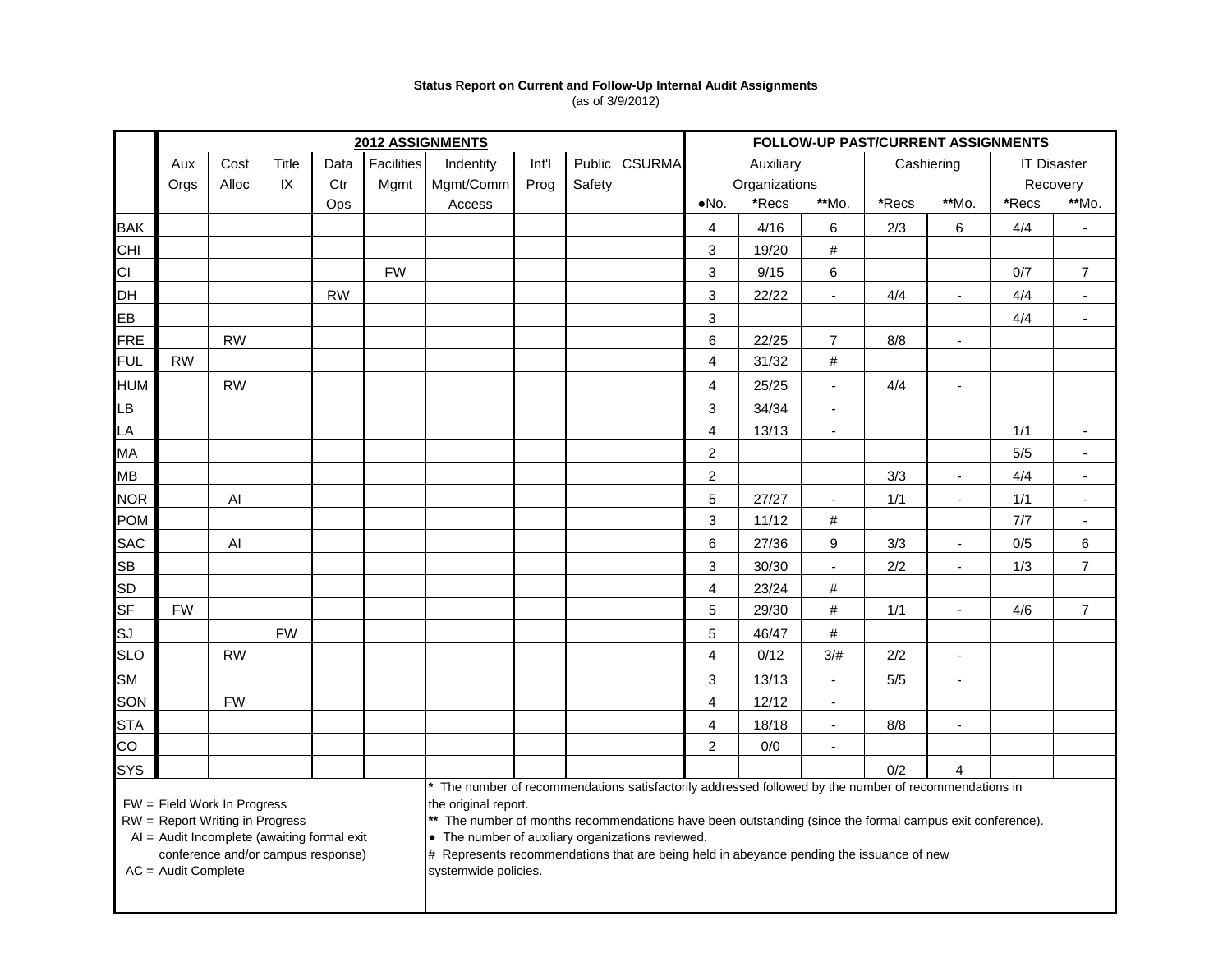**Status Report on Current and Follow-Up Internal Audit Assignments**
(as of 3/9/2012)

| | 2012 ASSIGNMENTS | | | | | | | | | FOLLOW-UP PAST/CURRENT ASSIGNMENTS | | | | | | |
|---|---|---|---|---|---|---|---|---|---|---|---|---|---|---|---|---|
| | Aux Orgs | Cost Alloc | Title IX | Data Ctr Ops | Facilities Mgmt | Indentity Mgmt/Comm Access | Int'l Prog | Public Safety | CSURMA | Auxiliary Organizations | | | Cashiering | | IT Disaster Recovery | |
| | | | | | | | | | | ●No. | *Recs | **Mo. | *Recs | **Mo. | *Recs | **Mo. |
| BAK | | | | | | | | | | 4 | 4/16 | 6 | 2/3 | 6 | 4/4 | - |
| CHI | | | | | | | | | | 3 | 19/20 | # | | | | |
| CI | | | | | FW | | | | | 3 | 9/15 | 6 | | | 0/7 | 7 |
| DH | | | | RW | | | | | | 3 | 22/22 | - | 4/4 | - | 4/4 | - |
| EB | | | | | | | | | | 3 | | | | | 4/4 | - |
| FRE | | RW | | | | | | | | 6 | 22/25 | 7 | 8/8 | - | | |
| FUL | RW | | | | | | | | | 4 | 31/32 | # | | | | |
| HUM | | RW | | | | | | | | 4 | 25/25 | - | 4/4 | - | | |
| LB | | | | | | | | | | 3 | 34/34 | - | | | | |
| LA | | | | | | | | | | 4 | 13/13 | - | | | 1/1 | - |
| MA | | | | | | | | | | 2 | | | | | 5/5 | - |
| MB | | | | | | | | | | 2 | | | 3/3 | - | 4/4 | - |
| NOR | | AI | | | | | | | | 5 | 27/27 | - | 1/1 | - | 1/1 | - |
| POM | | | | | | | | | | 3 | 11/12 | # | | | 7/7 | - |
| SAC | | AI | | | | | | | | 6 | 27/36 | 9 | 3/3 | - | 0/5 | 6 |
| SB | | | | | | | | | | 3 | 30/30 | - | 2/2 | - | 1/3 | 7 |
| SD | | | | | | | | | | 4 | 23/24 | # | | | | |
| SF | FW | | | | | | | | | 5 | 29/30 | # | 1/1 | - | 4/6 | 7 |
| SJ | | | FW | | | | | | | 5 | 46/47 | # | | | | |
| SLO | | RW | | | | | | | | 4 | 0/12 | 3/# | 2/2 | - | | |
| SM | | | | | | | | | | 3 | 13/13 | - | 5/5 | - | | |
| SON | | FW | | | | | | | | 4 | 12/12 | - | | | | |
| STA | | | | | | | | | | 4 | 18/18 | - | 8/8 | - | | |
| CO | | | | | | | | | | 2 | 0/0 | - | | | | |
| SYS | | | | | | | | | | | | | 0/2 | 4 | | |

FW = Field Work In Progress
RW = Report Writing in Progress
AI = Audit Incomplete (awaiting formal exit conference and/or campus response)
AC = Audit Complete

\* The number of recommendations satisfactorily addressed followed by the number of recommendations in the original report.
** The number of months recommendations have been outstanding (since the formal campus exit conference).
● The number of auxiliary organizations reviewed.
# Represents recommendations that are being held in abeyance pending the issuance of new systemwide policies.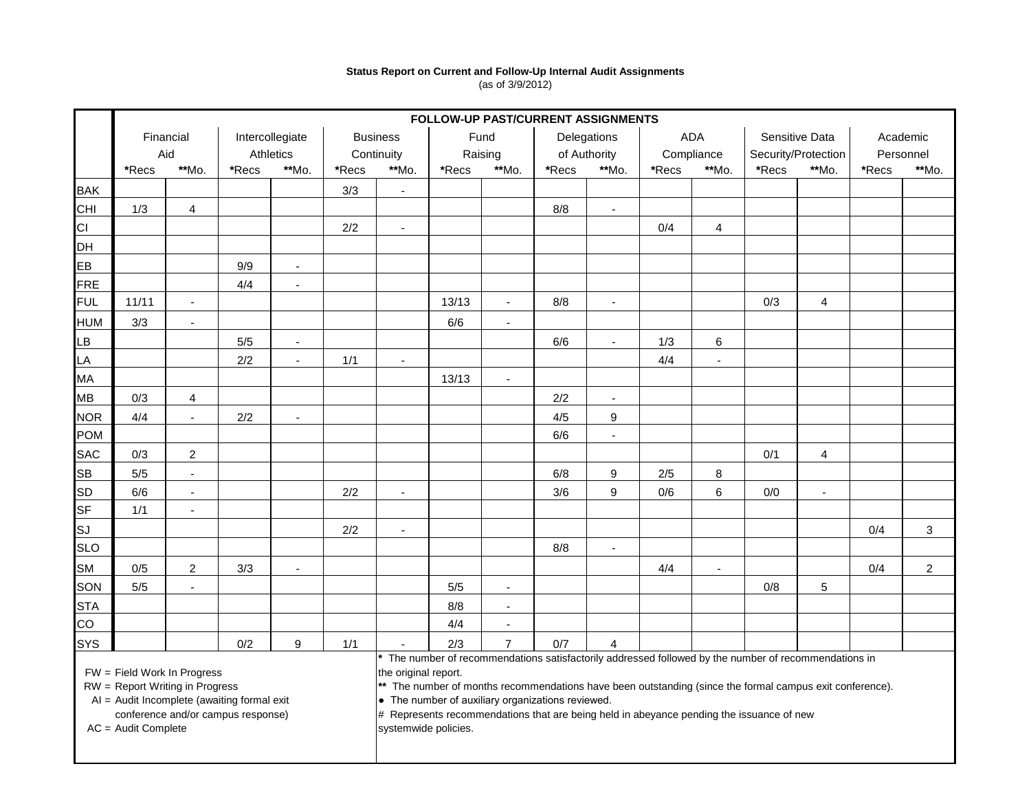**Status Report on Current and Follow-Up Internal Audit Assignments**
(as of 3/9/2012)

| | FOLLOW-UP PAST/CURRENT ASSIGNMENTS | | | | | | | | | | | | | | | |
|---|---|---|---|---|---|---|---|---|---|---|---|---|---|---|---|---|
| | Financial Aid | | Intercollegiate Athletics | | Business Continuity | | Fund Raising | | Delegations of Authority | | ADA Compliance | | Sensitive Data Security/Protection | | Academic Personnel | |
| | *Recs | **Mo. | *Recs | **Mo. | *Recs | **Mo. | *Recs | **Mo. | *Recs | **Mo. | *Recs | **Mo. | *Recs | **Mo. | *Recs | **Mo. |
| BAK | | | | | 3/3 | - | | | | | | | | | | |
| CHI | 1/3 | 4 | | | | | | | 8/8 | - | | | | | | |
| CI | | | | | 2/2 | - | | | | | 0/4 | 4 | | | | |
| DH | | | | | | | | | | | | | | | | |
| EB | | | 9/9 | - | | | | | | | | | | | | |
| FRE | | | 4/4 | - | | | | | | | | | | | | |
| FUL | 11/11 | - | | | | | 13/13 | - | 8/8 | - | | | 0/3 | 4 | | |
| HUM | 3/3 | - | | | | | 6/6 | - | | | | | | | | |
| LB | | | 5/5 | - | | | | | 6/6 | - | 1/3 | 6 | | | | |
| LA | | | 2/2 | - | 1/1 | - | | | | | 4/4 | - | | | | |
| MA | | | | | | | 13/13 | - | | | | | | | | |
| MB | 0/3 | 4 | | | | | | | 2/2 | - | | | | | | |
| NOR | 4/4 | - | 2/2 | - | | | | | 4/5 | 9 | | | | | | |
| POM | | | | | | | | | 6/6 | - | | | | | | |
| SAC | 0/3 | 2 | | | | | | | | | | | 0/1 | 4 | | |
| SB | 5/5 | - | | | | | | | 6/8 | 9 | 2/5 | 8 | | | | |
| SD | 6/6 | - | | | 2/2 | - | | | 3/6 | 9 | 0/6 | 6 | 0/0 | - | | |
| SF | 1/1 | - | | | | | | | | | | | | | | |
| SJ | | | | | 2/2 | - | | | | | | | | | 0/4 | 3 |
| SLO | | | | | | | | | 8/8 | - | | | | | | |
| SM | 0/5 | 2 | 3/3 | - | | | | | | | 4/4 | - | | | 0/4 | 2 |
| SON | 5/5 | - | | | | | 5/5 | - | | | | | 0/8 | 5 | | |
| STA | | | | | | | 8/8 | - | | | | | | | | |
| CO | | | | | | | 4/4 | - | | | | | | | | |
| SYS | | | 0/2 | 9 | 1/1 | - | 2/3 | 7 | 0/7 | 4 | | | | | | |

FW = Field Work In Progress
RW = Report Writing in Progress
AI = Audit Incomplete (awaiting formal exit conference and/or campus response)
AC = Audit Complete

\* The number of recommendations satisfactorily addressed followed by the number of recommendations in the original report.
\*\* The number of months recommendations have been outstanding (since the formal campus exit conference).
● The number of auxiliary organizations reviewed.
\# Represents recommendations that are being held in abeyance pending the issuance of new systemwide policies.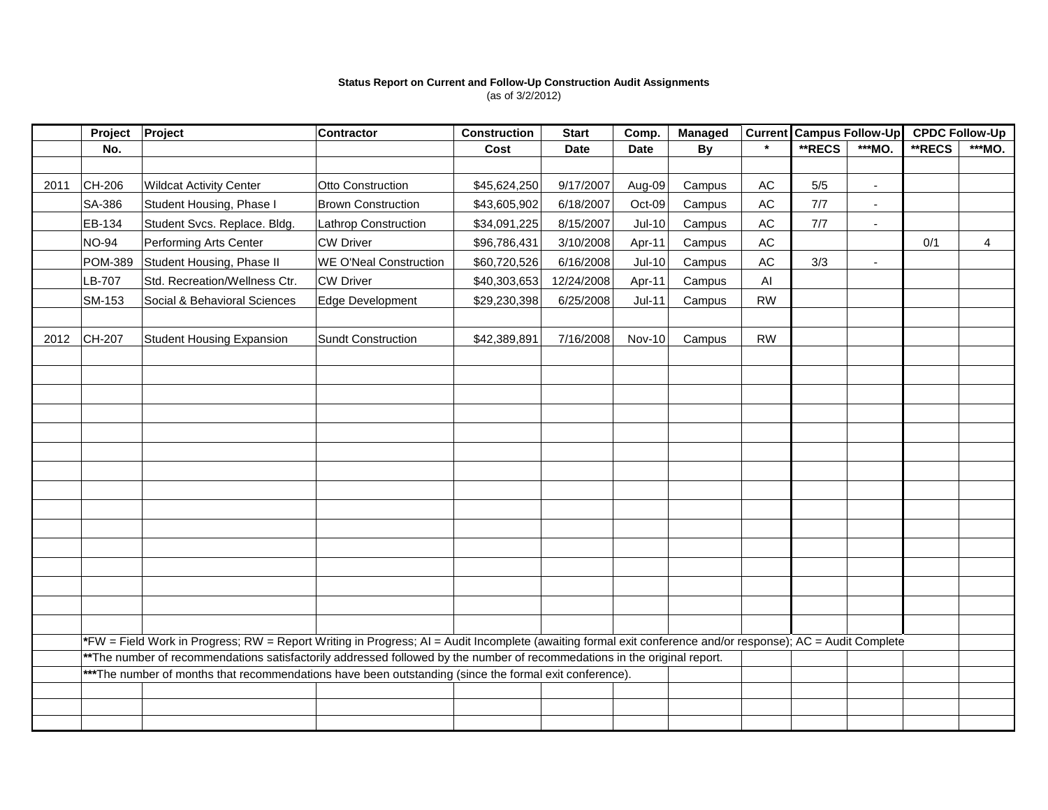**Status Report on Current and Follow-Up Construction Audit Assignments**
(as of 3/2/2012)

| | Project | Project | Contractor | Construction | Start | Comp. | Managed | Current | Campus Follow-Up | | CPDC Follow-Up | |
|---|---|---|---|---|---|---|---|---|---|---|---|---|
| | No. | | | Cost | Date | Date | By | * | **RECS | ***MO. | **RECS | ***MO. |
| | | | | | | | | | | | | |
| 2011 | CH-206 | Wildcat Activity Center | Otto Construction | $45,624,250 | 9/17/2007 | Aug-09 | Campus | AC | 5/5 | - | | |
| | SA-386 | Student Housing, Phase I | Brown Construction | $43,605,902 | 6/18/2007 | Oct-09 | Campus | AC | 7/7 | - | | |
| | EB-134 | Student Svcs. Replace. Bldg. | Lathrop Construction | $34,091,225 | 8/15/2007 | Jul-10 | Campus | AC | 7/7 | - | | |
| | NO-94 | Performing Arts Center | CW Driver | $96,786,431 | 3/10/2008 | Apr-11 | Campus | AC | | | 0/1 | 4 |
| | POM-389 | Student Housing, Phase II | WE O'Neal Construction | $60,720,526 | 6/16/2008 | Jul-10 | Campus | AC | 3/3 | - | | |
| | LB-707 | Std. Recreation/Wellness Ctr. | CW Driver | $40,303,653 | 12/24/2008 | Apr-11 | Campus | AI | | | | |
| | SM-153 | Social & Behavioral Sciences | Edge Development | $29,230,398 | 6/25/2008 | Jul-11 | Campus | RW | | | | |
| | | | | | | | | | | | | |
| 2012 | CH-207 | Student Housing Expansion | Sundt Construction | $42,389,891 | 7/16/2008 | Nov-10 | Campus | RW | | | | |

*FW = Field Work in Progress; RW = Report Writing in Progress; AI = Audit Incomplete (awaiting formal exit conference and/or response); AC = Audit Complete

**The number of recommendations satisfactorily addressed followed by the number of recommedations in the original report.

***The number of months that recommendations have been outstanding (since the formal exit conference).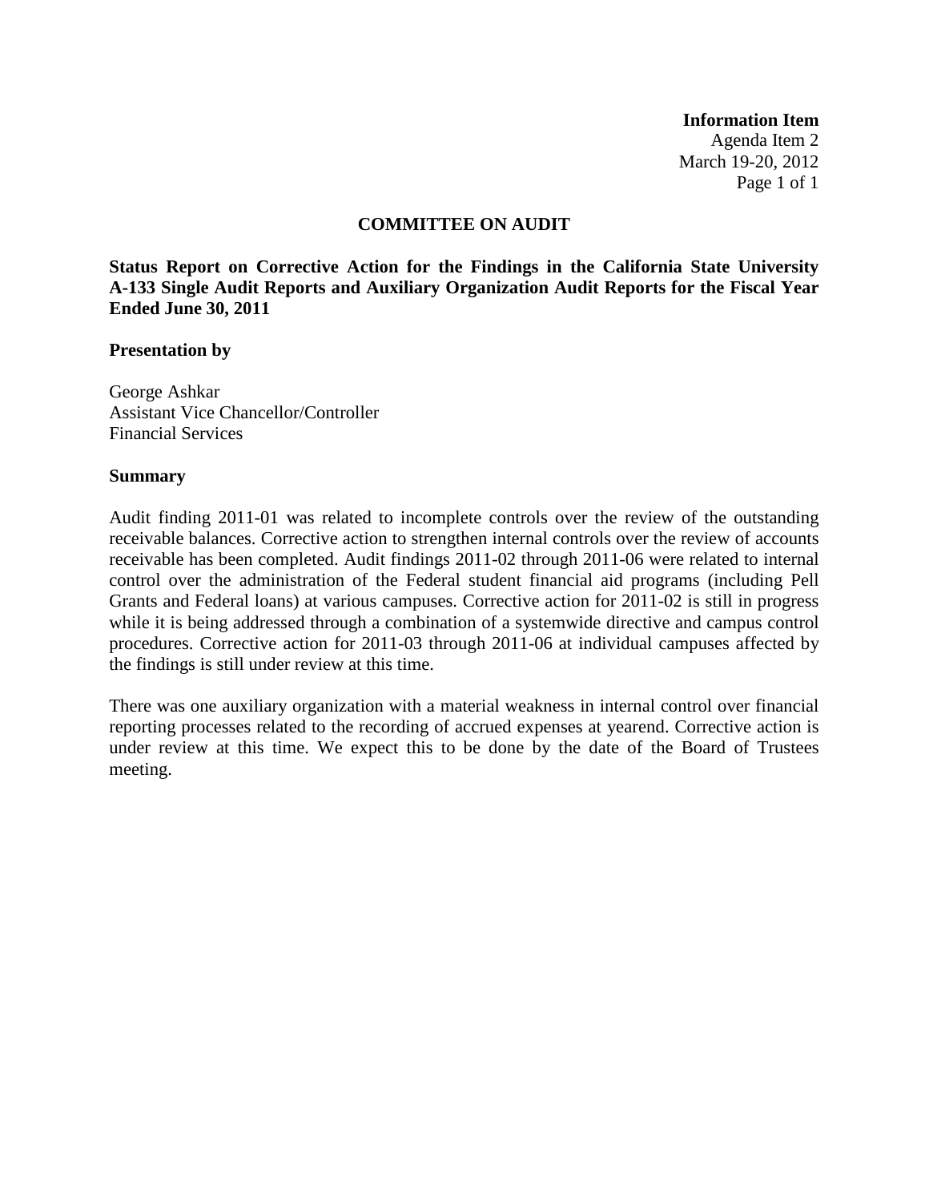**Information Item**
Agenda Item 2
March 19-20, 2012

## COMMITTEE ON AUDIT

**Status Report on Corrective Action for the Findings in the California State University A-133 Single Audit Reports and Auxiliary Organization Audit Reports for the Fiscal Year Ended June 30, 2011**

**Presentation by**

George Ashkar
Assistant Vice Chancellor/Controller
Financial Services

**Summary**

Audit finding 2011-01 was related to incomplete controls over the review of the outstanding receivable balances. Corrective action to strengthen internal controls over the review of accounts receivable has been completed. Audit findings 2011-02 through 2011-06 were related to internal control over the administration of the Federal student financial aid programs (including Pell Grants and Federal loans) at various campuses. Corrective action for 2011-02 is still in progress while it is being addressed through a combination of a systemwide directive and campus control procedures. Corrective action for 2011-03 through 2011-06 at individual campuses affected by the findings is still under review at this time.

There was one auxiliary organization with a material weakness in internal control over financial reporting processes related to the recording of accrued expenses at yearend. Corrective action is under review at this time. We expect this to be done by the date of the Board of Trustees meeting.